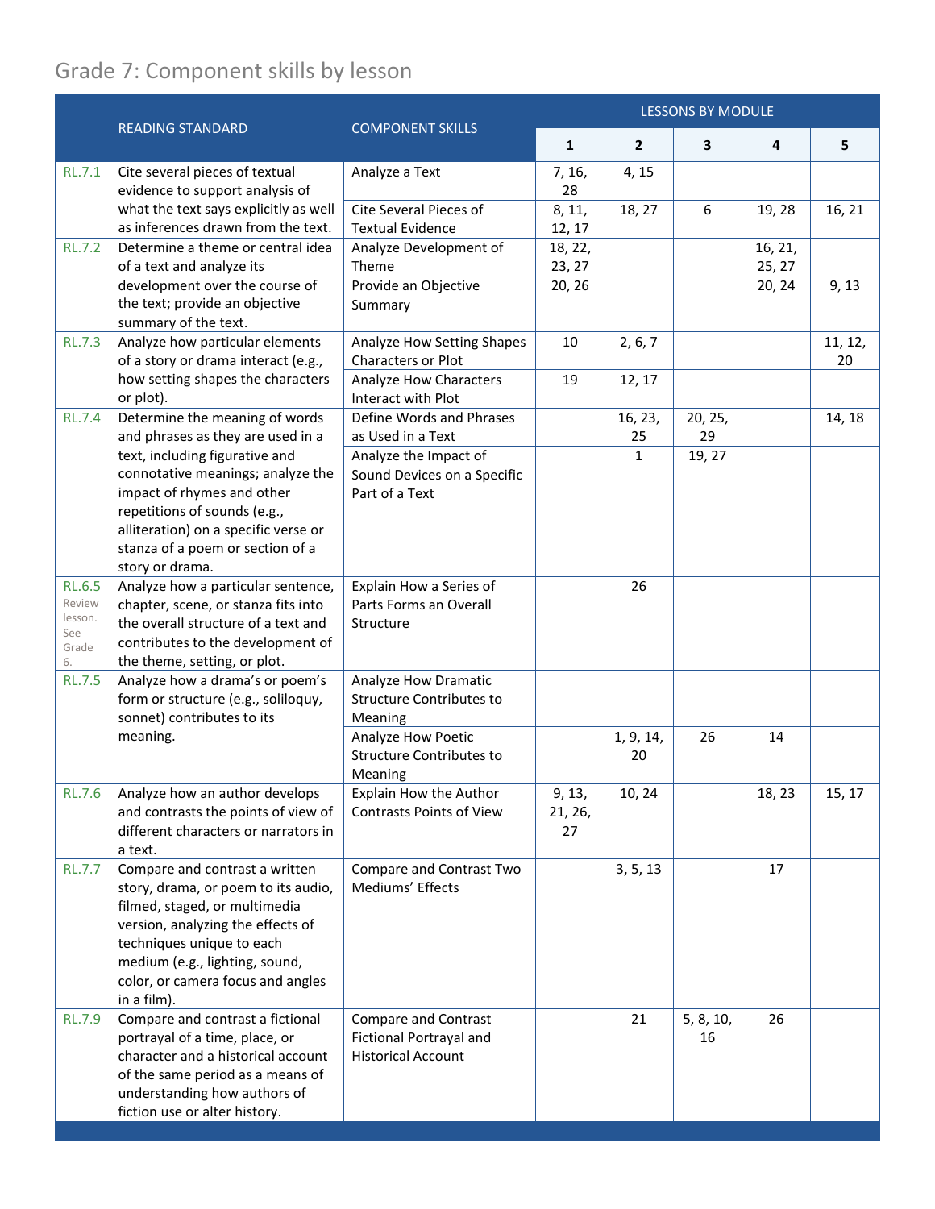# Grade 7: Component skills by lesson

| | READING STANDARD | COMPONENT SKILLS | LESSONS BY MODULE | | | | |
|---|---|---|---|---|---|---|---|
| | | | 1 | 2 | 3 | 4 | 5 |
| RL.7.1 | Cite several pieces of textual evidence to support analysis of what the text says explicitly as well as inferences drawn from the text. | Analyze a Text | 7, 16, 28 | 4, 15 | | | |
| | | Cite Several Pieces of Textual Evidence | 8, 11, 12, 17 | 18, 27 | 6 | 19, 28 | 16, 21 |
| RL.7.2 | Determine a theme or central idea of a text and analyze its development over the course of the text; provide an objective summary of the text. | Analyze Development of Theme | 18, 22, 23, 27 | | | 16, 21, 25, 27 | |
| | | Provide an Objective Summary | 20, 26 | | | 20, 24 | 9, 13 |
| RL.7.3 | Analyze how particular elements of a story or drama interact (e.g., how setting shapes the characters or plot). | Analyze How Setting Shapes Characters or Plot | 10 | 2, 6, 7 | | | 11, 12, 20 |
| | | Analyze How Characters Interact with Plot | 19 | 12, 17 | | | |
| RL.7.4 | Determine the meaning of words and phrases as they are used in a text, including figurative and connotative meanings; analyze the impact of rhymes and other repetitions of sounds (e.g., alliteration) on a specific verse or stanza of a poem or section of a story or drama. | Define Words and Phrases as Used in a Text | | 16, 23, 25 | 20, 25, 29 | | 14, 18 |
| | | Analyze the Impact of Sound Devices on a Specific Part of a Text | | 1 | 19, 27 | | |
| RL.6.5 Review lesson. See Grade 6. | Analyze how a particular sentence, chapter, scene, or stanza fits into the overall structure of a text and contributes to the development of the theme, setting, or plot. | Explain How a Series of Parts Forms an Overall Structure | | 26 | | | |
| RL.7.5 | Analyze how a drama's or poem's form or structure (e.g., soliloquy, sonnet) contributes to its meaning. | Analyze How Dramatic Structure Contributes to Meaning | | | | | |
| | | Analyze How Poetic Structure Contributes to Meaning | | 1, 9, 14, 20 | 26 | 14 | |
| RL.7.6 | Analyze how an author develops and contrasts the points of view of different characters or narrators in a text. | Explain How the Author Contrasts Points of View | 9, 13, 21, 26, 27 | 10, 24 | | 18, 23 | 15, 17 |
| RL.7.7 | Compare and contrast a written story, drama, or poem to its audio, filmed, staged, or multimedia version, analyzing the effects of techniques unique to each medium (e.g., lighting, sound, color, or camera focus and angles in a film). | Compare and Contrast Two Mediums' Effects | | 3, 5, 13 | | 17 | |
| RL.7.9 | Compare and contrast a fictional portrayal of a time, place, or character and a historical account of the same period as a means of understanding how authors of fiction use or alter history. | Compare and Contrast Fictional Portrayal and Historical Account | | 21 | 5, 8, 10, 16 | 26 | |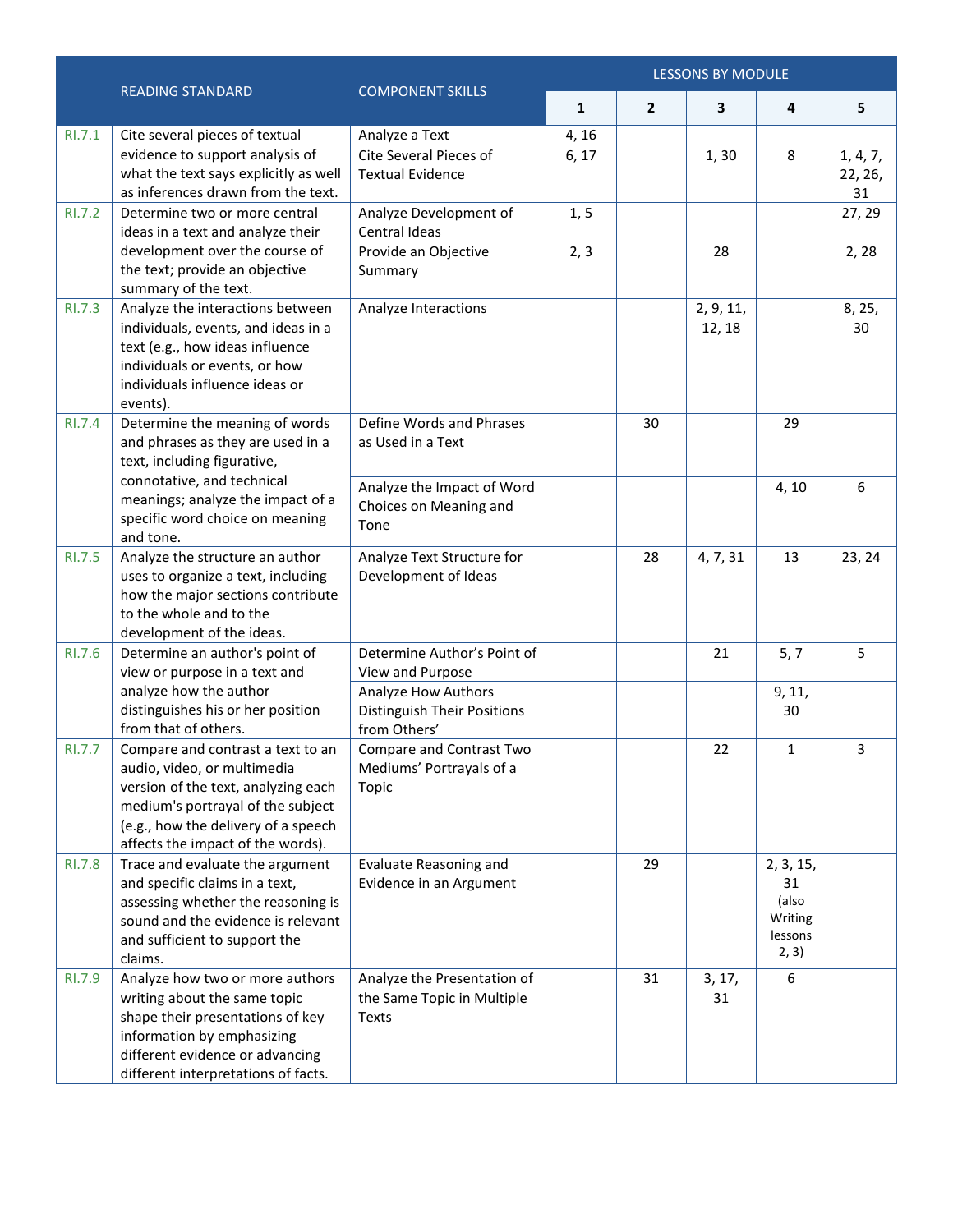| | READING STANDARD | COMPONENT SKILLS | LESSONS BY MODULE | | | | |
|---|---|---|---|---|---|---|---|
| | | | 1 | 2 | 3 | 4 | 5 |
| RI.7.1 | Cite several pieces of textual evidence to support analysis of what the text says explicitly as well as inferences drawn from the text. | Analyze a Text | 4, 16 | | | | |
| | | Cite Several Pieces of Textual Evidence | 6, 17 | | 1, 30 | 8 | 1, 4, 7, 22, 26, 31 |
| RI.7.2 | Determine two or more central ideas in a text and analyze their development over the course of the text; provide an objective summary of the text. | Analyze Development of Central Ideas | 1, 5 | | | | 27, 29 |
| | | Provide an Objective Summary | 2, 3 | | 28 | | 2, 28 |
| RI.7.3 | Analyze the interactions between individuals, events, and ideas in a text (e.g., how ideas influence individuals or events, or how individuals influence ideas or events). | Analyze Interactions | | | 2, 9, 11, 12, 18 | | 8, 25, 30 |
| RI.7.4 | Determine the meaning of words and phrases as they are used in a text, including figurative, connotative, and technical meanings; analyze the impact of a specific word choice on meaning and tone. | Define Words and Phrases as Used in a Text | | 30 | | 29 | |
| | | Analyze the Impact of Word Choices on Meaning and Tone | | | | 4, 10 | 6 |
| RI.7.5 | Analyze the structure an author uses to organize a text, including how the major sections contribute to the whole and to the development of the ideas. | Analyze Text Structure for Development of Ideas | | 28 | 4, 7, 31 | 13 | 23, 24 |
| RI.7.6 | Determine an author's point of view or purpose in a text and analyze how the author distinguishes his or her position from that of others. | Determine Author's Point of View and Purpose | | | 21 | 5, 7 | 5 |
| | | Analyze How Authors Distinguish Their Positions from Others' | | | | 9, 11, 30 | |
| RI.7.7 | Compare and contrast a text to an audio, video, or multimedia version of the text, analyzing each medium's portrayal of the subject (e.g., how the delivery of a speech affects the impact of the words). | Compare and Contrast Two Mediums' Portrayals of a Topic | | | 22 | 1 | 3 |
| RI.7.8 | Trace and evaluate the argument and specific claims in a text, assessing whether the reasoning is sound and the evidence is relevant and sufficient to support the claims. | Evaluate Reasoning and Evidence in an Argument | | 29 | | 2, 3, 15, 31 (also Writing lessons 2, 3) | |
| RI.7.9 | Analyze how two or more authors writing about the same topic shape their presentations of key information by emphasizing different evidence or advancing different interpretations of facts. | Analyze the Presentation of the Same Topic in Multiple Texts | | 31 | 3, 17, 31 | 6 | |